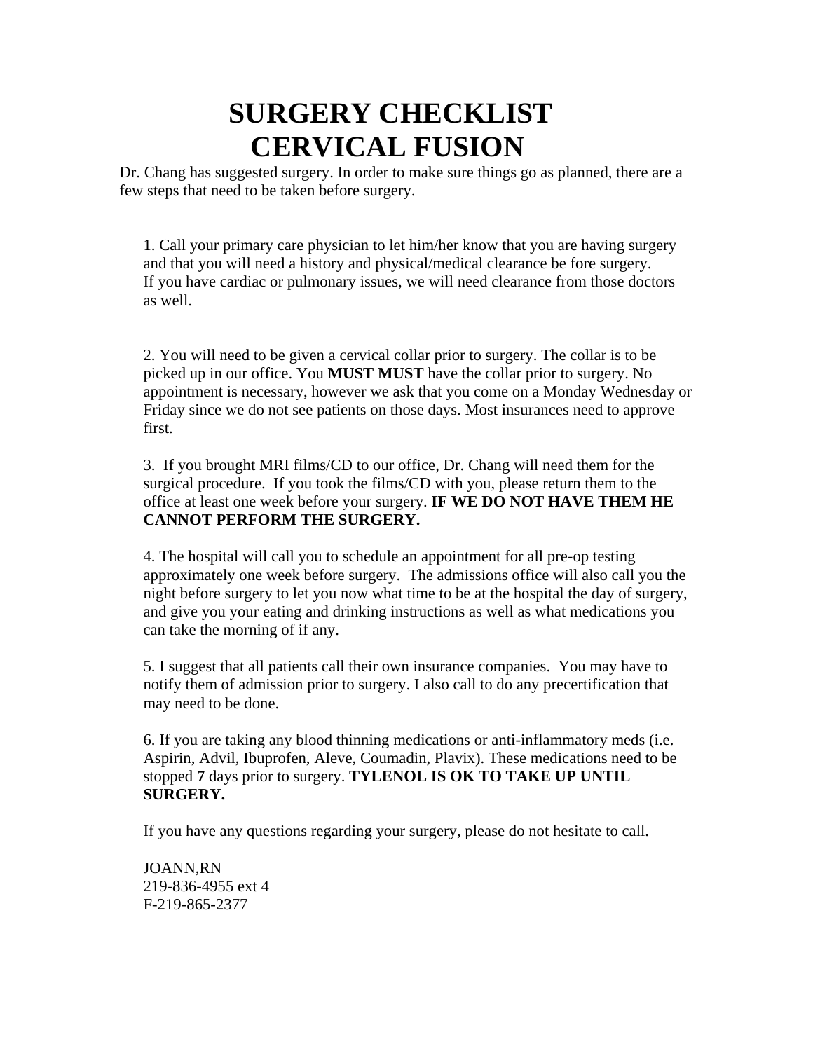# SURGERY CHECKLIST
# CERVICAL FUSION

Dr. Chang has suggested surgery. In order to make sure things go as planned, there are a few steps that need to be taken before surgery.

1. Call your primary care physician to let him/her know that you are having surgery and that you will need a history and physical/medical clearance be fore surgery. If you have cardiac or pulmonary issues, we will need clearance from those doctors as well.

2. You will need to be given a cervical collar prior to surgery. The collar is to be picked up in our office. You **MUST MUST** have the collar prior to surgery. No appointment is necessary, however we ask that you come on a Monday Wednesday or Friday since we do not see patients on those days. Most insurances need to approve first.

3. If you brought MRI films/CD to our office, Dr. Chang will need them for the surgical procedure. If you took the films/CD with you, please return them to the office at least one week before your surgery. **IF WE DO NOT HAVE THEM HE CANNOT PERFORM THE SURGERY.**

4. The hospital will call you to schedule an appointment for all pre-op testing approximately one week before surgery. The admissions office will also call you the night before surgery to let you now what time to be at the hospital the day of surgery, and give you your eating and drinking instructions as well as what medications you can take the morning of if any.

5. I suggest that all patients call their own insurance companies. You may have to notify them of admission prior to surgery. I also call to do any precertification that may need to be done.

6. If you are taking any blood thinning medications or anti-inflammatory meds (i.e. Aspirin, Advil, Ibuprofen, Aleve, Coumadin, Plavix). These medications need to be stopped **7** days prior to surgery. **TYLENOL IS OK TO TAKE UP UNTIL SURGERY.**

If you have any questions regarding your surgery, please do not hesitate to call.

JOANN,RN
219-836-4955 ext 4
F-219-865-2377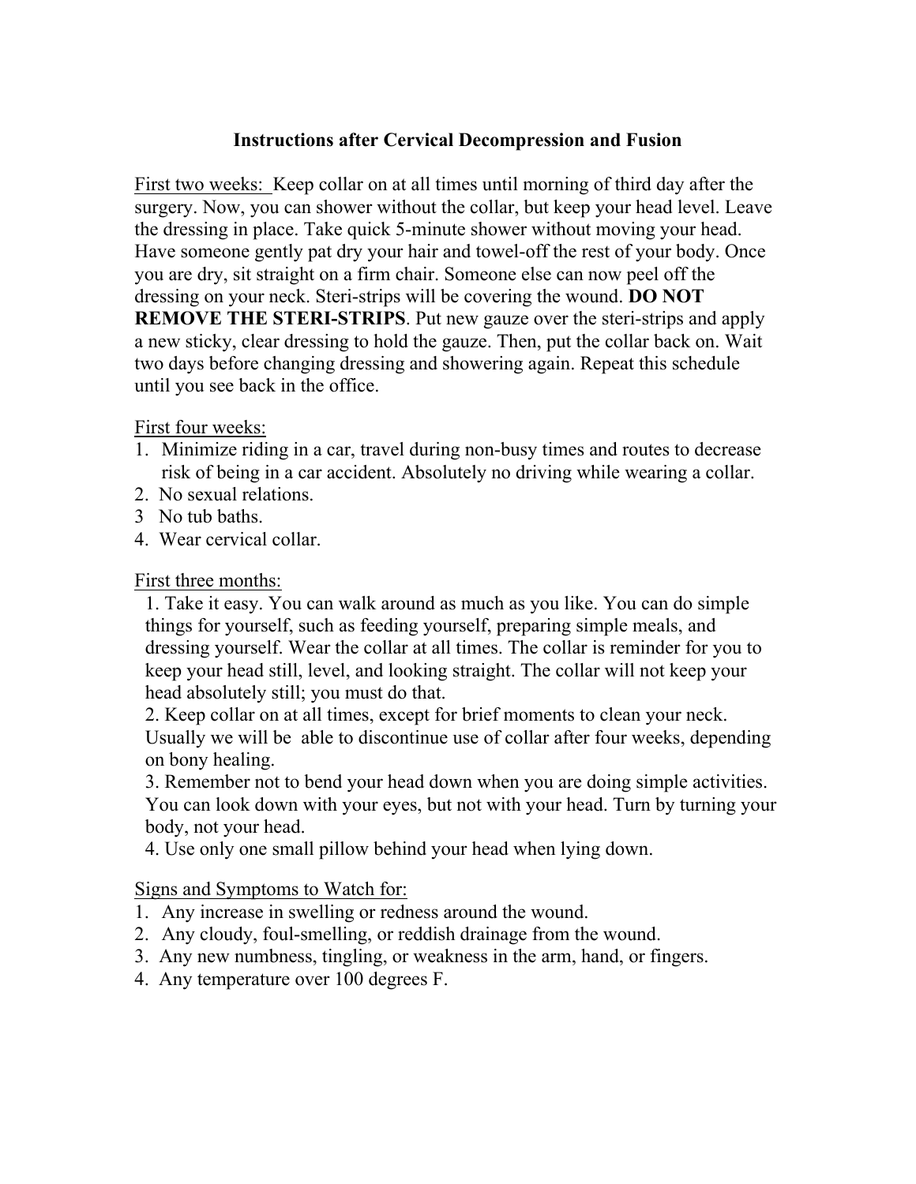## Instructions after Cervical Decompression and Fusion

First two weeks: Keep collar on at all times until morning of third day after the surgery. Now, you can shower without the collar, but keep your head level. Leave the dressing in place. Take quick 5-minute shower without moving your head. Have someone gently pat dry your hair and towel-off the rest of your body. Once you are dry, sit straight on a firm chair. Someone else can now peel off the dressing on your neck. Steri-strips will be covering the wound. **DO NOT REMOVE THE STERI-STRIPS**. Put new gauze over the steri-strips and apply a new sticky, clear dressing to hold the gauze. Then, put the collar back on. Wait two days before changing dressing and showering again. Repeat this schedule until you see back in the office.

First four weeks:

1. Minimize riding in a car, travel during non-busy times and routes to decrease risk of being in a car accident. Absolutely no driving while wearing a collar.
2. No sexual relations.
3. No tub baths.
4. Wear cervical collar.

First three months:

1. Take it easy. You can walk around as much as you like. You can do simple things for yourself, such as feeding yourself, preparing simple meals, and dressing yourself. Wear the collar at all times. The collar is reminder for you to keep your head still, level, and looking straight. The collar will not keep your head absolutely still; you must do that.
2. Keep collar on at all times, except for brief moments to clean your neck. Usually we will be able to discontinue use of collar after four weeks, depending on bony healing.
3. Remember not to bend your head down when you are doing simple activities. You can look down with your eyes, but not with your head. Turn by turning your body, not your head.
4. Use only one small pillow behind your head when lying down.

Signs and Symptoms to Watch for:

1. Any increase in swelling or redness around the wound.
2. Any cloudy, foul-smelling, or reddish drainage from the wound.
3. Any new numbness, tingling, or weakness in the arm, hand, or fingers.
4. Any temperature over 100 degrees F.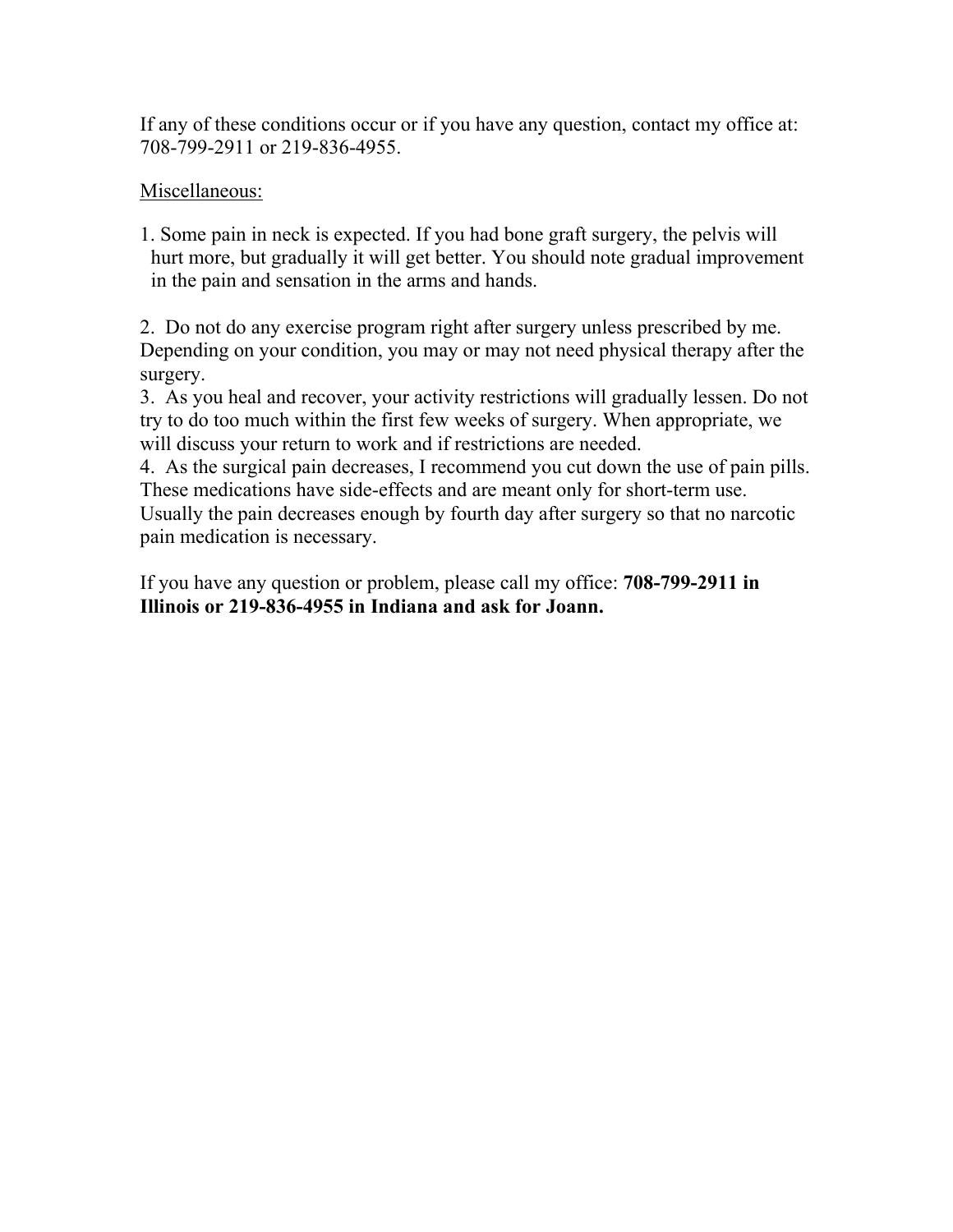If any of these conditions occur or if you have any question, contact my office at: 708-799-2911 or 219-836-4955.

<u>Miscellaneous:</u>

1. Some pain in neck is expected. If you had bone graft surgery, the pelvis will hurt more, but gradually it will get better. You should note gradual improvement in the pain and sensation in the arms and hands.

2. Do not do any exercise program right after surgery unless prescribed by me. Depending on your condition, you may or may not need physical therapy after the surgery.

3. As you heal and recover, your activity restrictions will gradually lessen. Do not try to do too much within the first few weeks of surgery. When appropriate, we will discuss your return to work and if restrictions are needed.

4. As the surgical pain decreases, I recommend you cut down the use of pain pills. These medications have side-effects and are meant only for short-term use. Usually the pain decreases enough by fourth day after surgery so that no narcotic pain medication is necessary.

If you have any question or problem, please call my office: **708-799-2911 in Illinois or 219-836-4955 in Indiana and ask for Joann.**